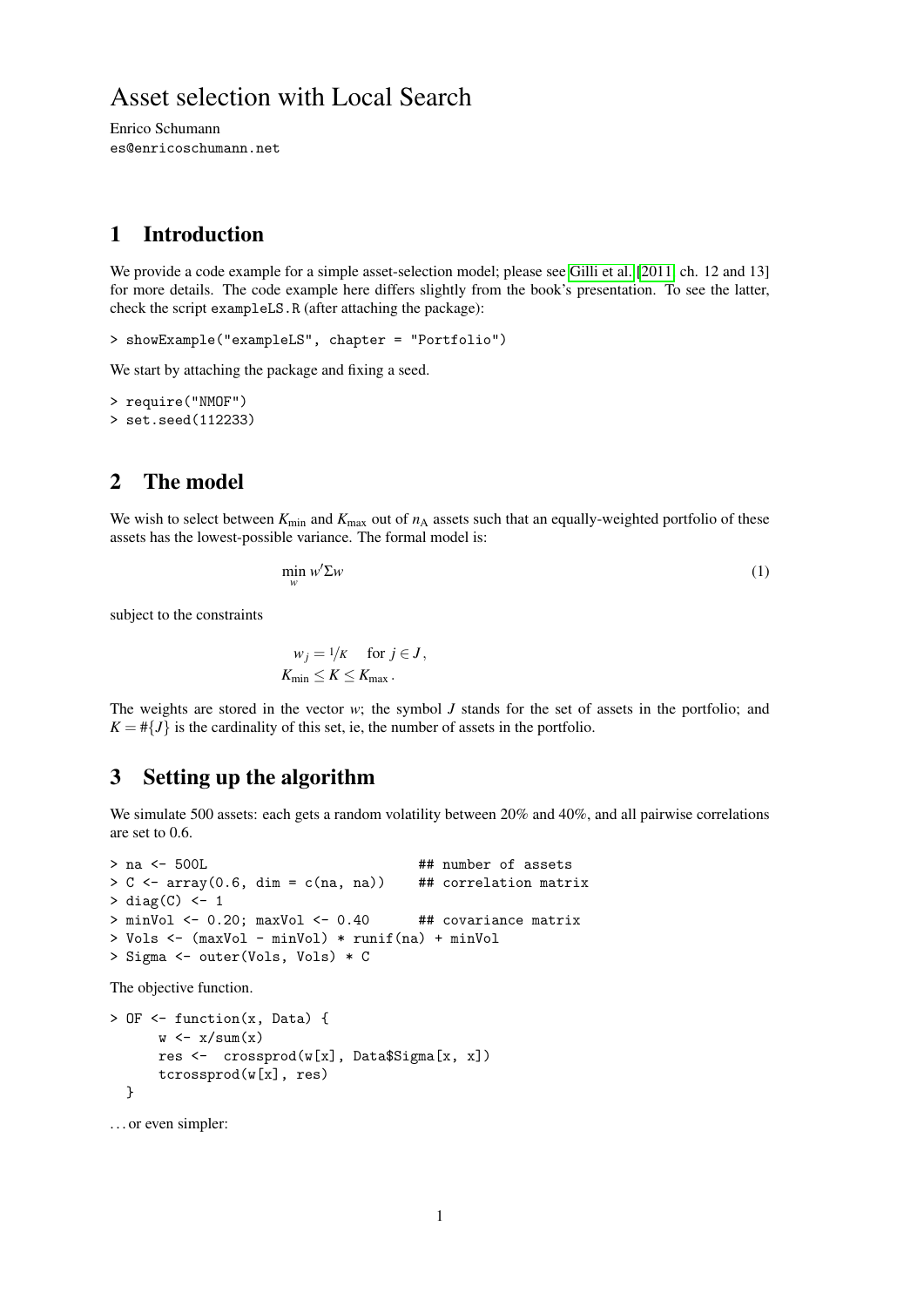# Asset selection with Local Search

Enrico Schumann
es@enricoschumann.net

## 1 Introduction

We provide a code example for a simple asset-selection model; please see Gilli et al. [2011, ch. 12 and 13] for more details. The code example here differs slightly from the book's presentation. To see the latter, check the script exampleLS.R (after attaching the package):

```
> showExample("exampleLS", chapter = "Portfolio")
```

We start by attaching the package and fixing a seed.

```
> require("NMOF")
> set.seed(112233)
```

## 2 The model

We wish to select between $K_{\min}$ and $K_{\max}$ out of $n_{\text{A}}$ assets such that an equally-weighted portfolio of these assets has the lowest-possible variance. The formal model is:

$$\min_{w} w'\Sigma w \tag{1}$$

subject to the constraints

$$\begin{aligned} w_j &= {}^{1}\!/\!_{K} \quad \text{for } j \in J\,, \\ K_{\min} &\leq K \leq K_{\max}\,. \end{aligned}$$

The weights are stored in the vector $w$; the symbol $J$ stands for the set of assets in the portfolio; and $K = \#\{J\}$ is the cardinality of this set, ie, the number of assets in the portfolio.

## 3 Setting up the algorithm

We simulate 500 assets: each gets a random volatility between 20% and 40%, and all pairwise correlations are set to 0.6.

```
> na <- 500L                          ## number of assets
> C <- array(0.6, dim = c(na, na))    ## correlation matrix
> diag(C) <- 1
> minVol <- 0.20; maxVol <- 0.40      ## covariance matrix
> Vols <- (maxVol - minVol) * runif(na) + minVol
> Sigma <- outer(Vols, Vols) * C
```

The objective function.

```
> OF <- function(x, Data) {
      w <- x/sum(x)
      res <-  crossprod(w[x], Data$Sigma[x, x])
      tcrossprod(w[x], res)
  }
```

. . . or even simpler: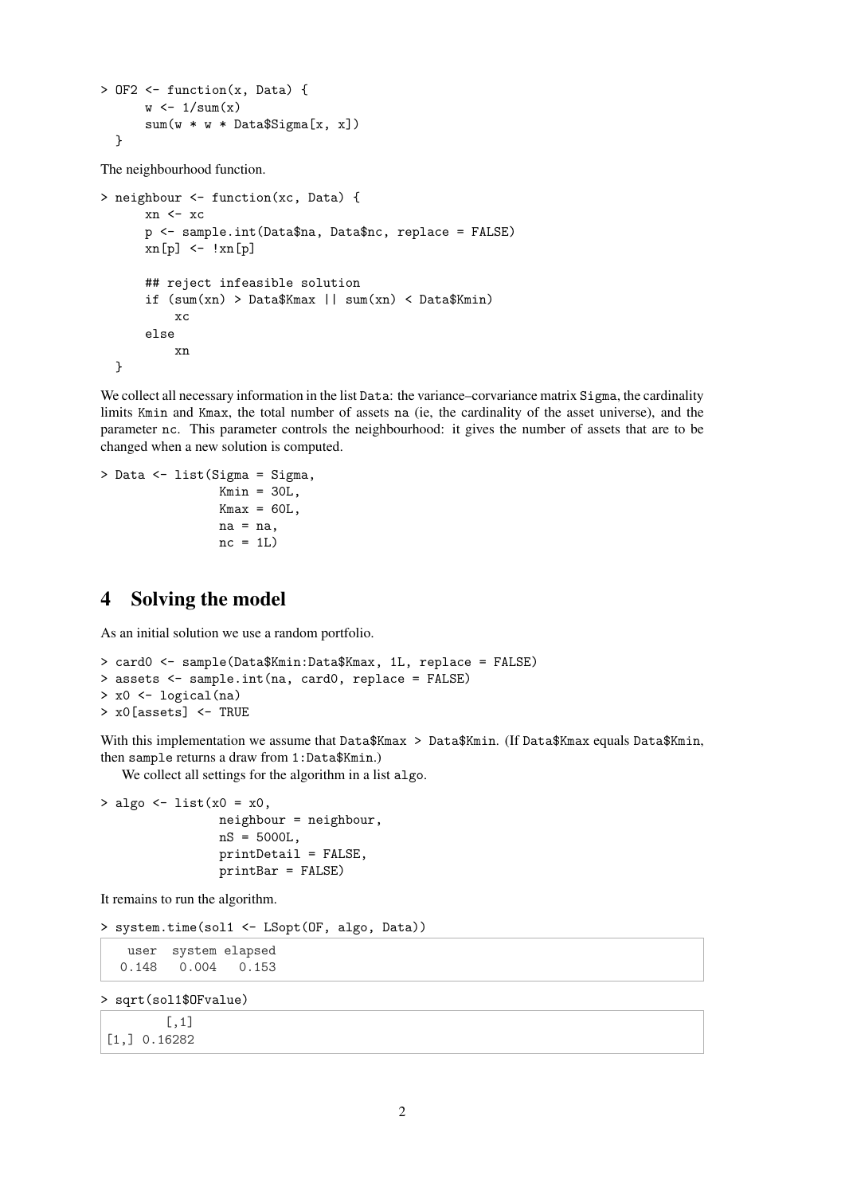```
> OF2 <- function(x, Data) {
      w <- 1/sum(x)
      sum(w * w * Data$Sigma[x, x])
  }
```

The neighbourhood function.

```
> neighbour <- function(xc, Data) {
      xn <- xc
      p <- sample.int(Data$na, Data$nc, replace = FALSE)
      xn[p] <- !xn[p]

      ## reject infeasible solution
      if (sum(xn) > Data$Kmax || sum(xn) < Data$Kmin)
          xc
      else
          xn
  }
```

We collect all necessary information in the list `Data`: the variance–corvariance matrix `Sigma`, the cardinality limits `Kmin` and `Kmax`, the total number of assets `na` (ie, the cardinality of the asset universe), and the parameter `nc`. This parameter controls the neighbourhood: it gives the number of assets that are to be changed when a new solution is computed.

```
> Data <- list(Sigma = Sigma,
               Kmin = 30L,
               Kmax = 60L,
               na = na,
               nc = 1L)
```

## 4 Solving the model

As an initial solution we use a random portfolio.

```
> card0 <- sample(Data$Kmin:Data$Kmax, 1L, replace = FALSE)
> assets <- sample.int(na, card0, replace = FALSE)
> x0 <- logical(na)
> x0[assets] <- TRUE
```

With this implementation we assume that `Data$Kmax > Data$Kmin`. (If `Data$Kmax` equals `Data$Kmin`, then `sample` returns a draw from `1:Data$Kmin`.)

We collect all settings for the algorithm in a list `algo`.

```
> algo <- list(x0 = x0,
               neighbour = neighbour,
               nS = 5000L,
               printDetail = FALSE,
               printBar = FALSE)
```

It remains to run the algorithm.

```
> system.time(sol1 <- LSopt(OF, algo, Data))
```

```
   user  system elapsed
  0.148   0.004   0.153
```

```
> sqrt(sol1$OFvalue)
```

```
        [,1]
[1,] 0.16282
```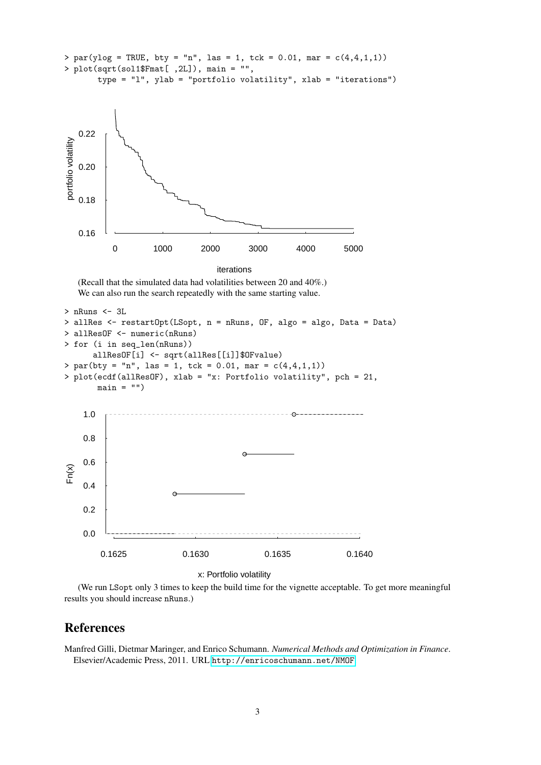```
> par(ylog = TRUE, bty = "n", las = 1, tck = 0.01, mar = c(4,4,1,1))
> plot(sqrt(sol1$Fmat[ ,2L]), main = "",
       type = "l", ylab = "portfolio volatility", xlab = "iterations")
```

portfolio volatility

0.22
0.20
0.18
0.16

0 1000 2000 3000 4000 5000

iterations

(Recall that the simulated data had volatilities between 20 and 40%.)

We can also run the search repeatedly with the same starting value.

```
> nRuns <- 3L
> allRes <- restartOpt(LSopt, n = nRuns, OF, algo = algo, Data = Data)
> allResOF <- numeric(nRuns)
> for (i in seq_len(nRuns))
      allResOF[i] <- sqrt(allRes[[i]]$OFvalue)
> par(bty = "n", las = 1, tck = 0.01, mar = c(4,4,1,1))
> plot(ecdf(allResOF), xlab = "x: Portfolio volatility", pch = 21,
       main = "")
```

Fn(x)

1.0
0.8
0.6
0.4
0.2
0.0

0.1625 0.1630 0.1635 0.1640

x: Portfolio volatility

(We run LSopt only 3 times to keep the build time for the vignette acceptable. To get more meaningful results you should increase nRuns.)

## References

Manfred Gilli, Dietmar Maringer, and Enrico Schumann. *Numerical Methods and Optimization in Finance*. Elsevier/Academic Press, 2011. URL http://enricoschumann.net/NMOF.